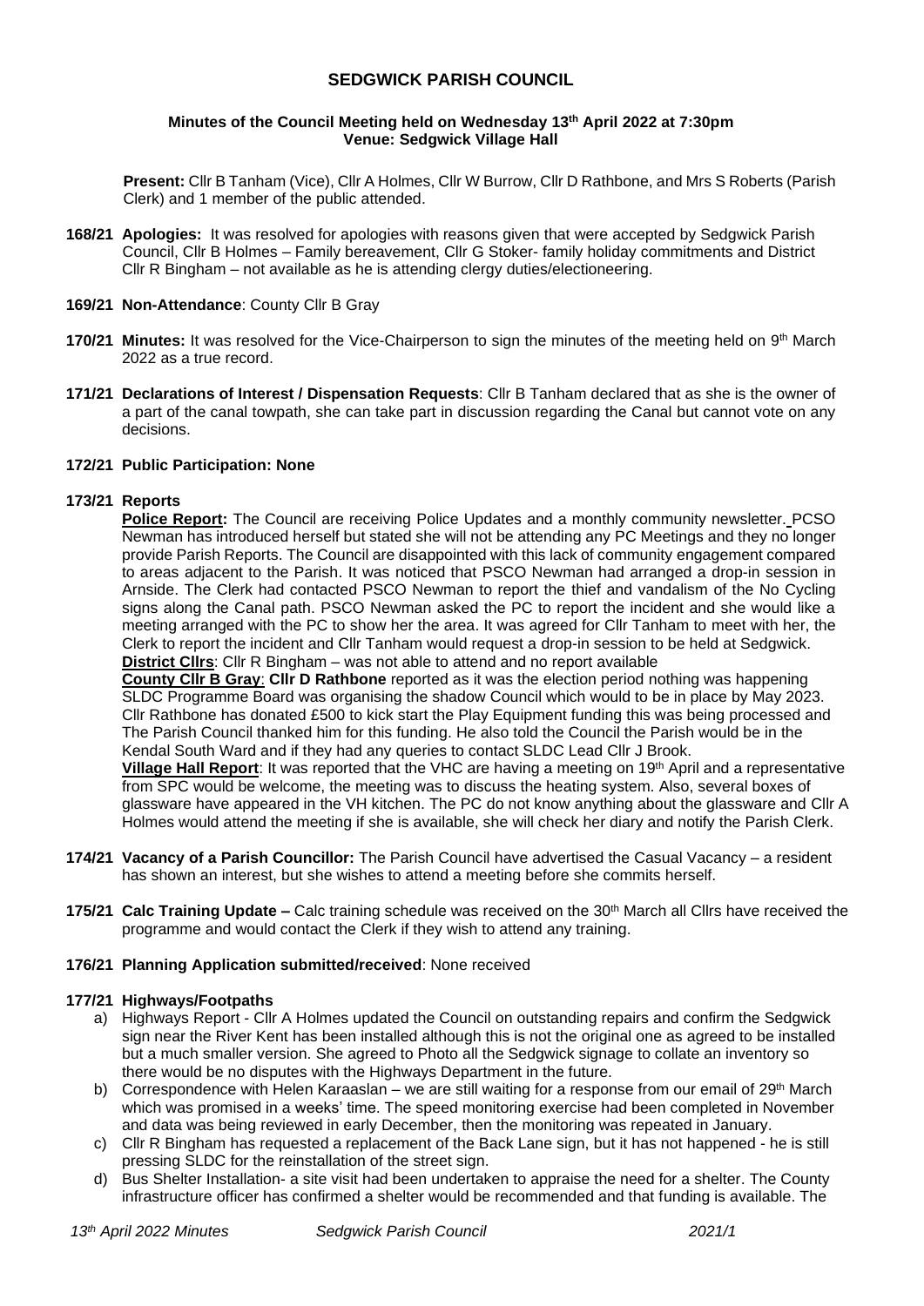# SEDGWICK PARISH COUNCIL

**Minutes of the Council Meeting held on Wednesday 13th April 2022 at 7:30pm**
**Venue: Sedgwick Village Hall**

**Present:** Cllr B Tanham (Vice), Cllr A Holmes, Cllr W Burrow, Cllr D Rathbone, and Mrs S Roberts (Parish Clerk) and 1 member of the public attended.

**168/21 Apologies:** It was resolved for apologies with reasons given that were accepted by Sedgwick Parish Council, Cllr B Holmes – Family bereavement, Cllr G Stoker- family holiday commitments and District Cllr R Bingham – not available as he is attending clergy duties/electioneering.

**169/21 Non-Attendance**: County Cllr B Gray

**170/21 Minutes:** It was resolved for the Vice-Chairperson to sign the minutes of the meeting held on 9th March 2022 as a true record.

**171/21 Declarations of Interest / Dispensation Requests**: Cllr B Tanham declared that as she is the owner of a part of the canal towpath, she can take part in discussion regarding the Canal but cannot vote on any decisions.

**172/21 Public Participation: None**

**173/21 Reports**

**Police Report:** The Council are receiving Police Updates and a monthly community newsletter. PCSO Newman has introduced herself but stated she will not be attending any PC Meetings and they no longer provide Parish Reports. The Council are disappointed with this lack of community engagement compared to areas adjacent to the Parish. It was noticed that PSCO Newman had arranged a drop-in session in Arnside. The Clerk had contacted PSCO Newman to report the thief and vandalism of the No Cycling signs along the Canal path. PSCO Newman asked the PC to report the incident and she would like a meeting arranged with the PC to show her the area. It was agreed for Cllr Tanham to meet with her, the Clerk to report the incident and Cllr Tanham would request a drop-in session to be held at Sedgwick.

**District Cllrs**: Cllr R Bingham – was not able to attend and no report available

**County Cllr B Gray**: **Cllr D Rathbone** reported as it was the election period nothing was happening SLDC Programme Board was organising the shadow Council which would to be in place by May 2023. Cllr Rathbone has donated £500 to kick start the Play Equipment funding this was being processed and The Parish Council thanked him for this funding. He also told the Council the Parish would be in the Kendal South Ward and if they had any queries to contact SLDC Lead Cllr J Brook.

**Village Hall Report**: It was reported that the VHC are having a meeting on 19th April and a representative from SPC would be welcome, the meeting was to discuss the heating system. Also, several boxes of glassware have appeared in the VH kitchen. The PC do not know anything about the glassware and Cllr A Holmes would attend the meeting if she is available, she will check her diary and notify the Parish Clerk.

**174/21 Vacancy of a Parish Councillor:** The Parish Council have advertised the Casual Vacancy – a resident has shown an interest, but she wishes to attend a meeting before she commits herself.

**175/21 Calc Training Update –** Calc training schedule was received on the 30th March all Cllrs have received the programme and would contact the Clerk if they wish to attend any training.

**176/21 Planning Application submitted/received**: None received

**177/21 Highways/Footpaths**

a) Highways Report - Cllr A Holmes updated the Council on outstanding repairs and confirm the Sedgwick sign near the River Kent has been installed although this is not the original one as agreed to be installed but a much smaller version. She agreed to Photo all the Sedgwick signage to collate an inventory so there would be no disputes with the Highways Department in the future.

b) Correspondence with Helen Karaaslan – we are still waiting for a response from our email of 29th March which was promised in a weeks' time. The speed monitoring exercise had been completed in November and data was being reviewed in early December, then the monitoring was repeated in January.

c) Cllr R Bingham has requested a replacement of the Back Lane sign, but it has not happened - he is still pressing SLDC for the reinstallation of the street sign.

d) Bus Shelter Installation- a site visit had been undertaken to appraise the need for a shelter. The County infrastructure officer has confirmed a shelter would be recommended and that funding is available. The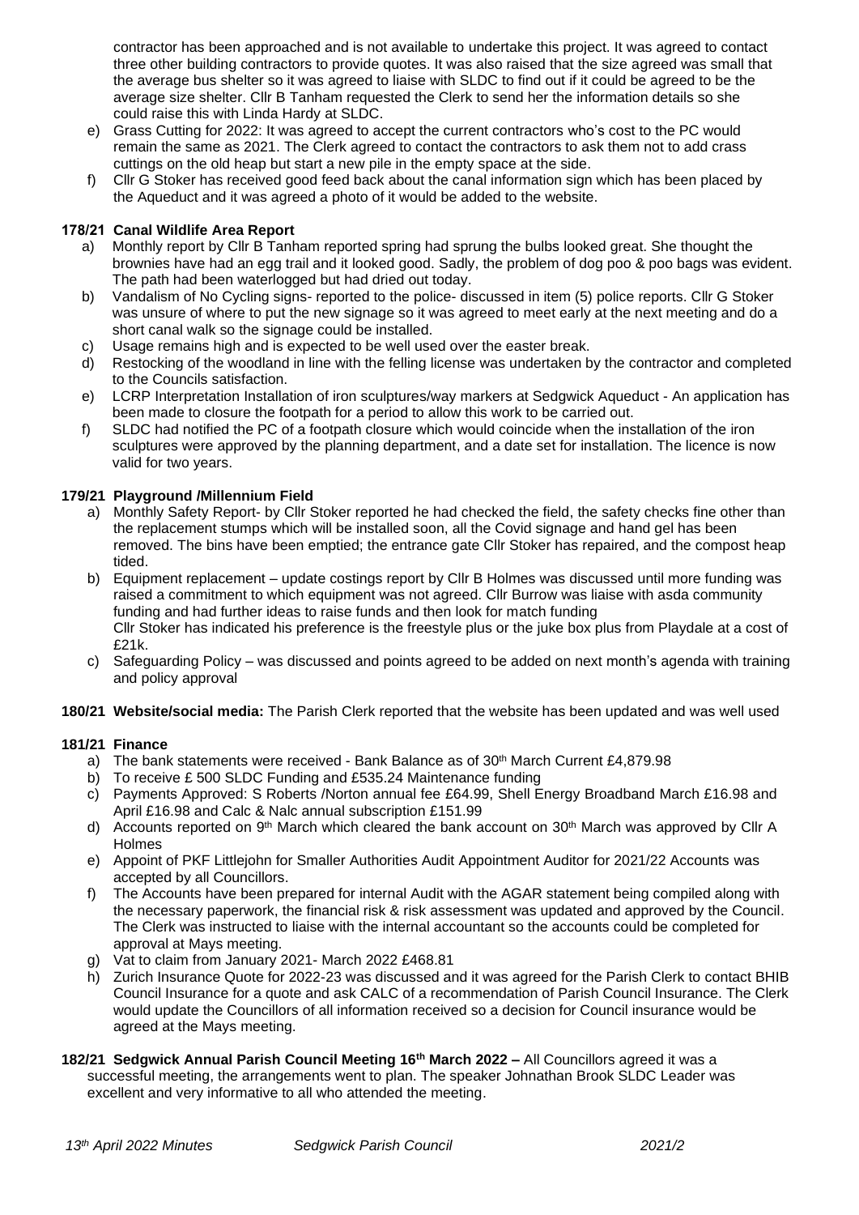contractor has been approached and is not available to undertake this project. It was agreed to contact three other building contractors to provide quotes. It was also raised that the size agreed was small that the average bus shelter so it was agreed to liaise with SLDC to find out if it could be agreed to be the average size shelter. Cllr B Tanham requested the Clerk to send her the information details so she could raise this with Linda Hardy at SLDC.

e) Grass Cutting for 2022: It was agreed to accept the current contractors who's cost to the PC would remain the same as 2021. The Clerk agreed to contact the contractors to ask them not to add crass cuttings on the old heap but start a new pile in the empty space at the side.
f) Cllr G Stoker has received good feed back about the canal information sign which has been placed by the Aqueduct and it was agreed a photo of it would be added to the website.

**178/21 Canal Wildlife Area Report**

a) Monthly report by Cllr B Tanham reported spring had sprung the bulbs looked great. She thought the brownies have had an egg trail and it looked good. Sadly, the problem of dog poo & poo bags was evident. The path had been waterlogged but had dried out today.
b) Vandalism of No Cycling signs- reported to the police- discussed in item (5) police reports. Cllr G Stoker was unsure of where to put the new signage so it was agreed to meet early at the next meeting and do a short canal walk so the signage could be installed.
c) Usage remains high and is expected to be well used over the easter break.
d) Restocking of the woodland in line with the felling license was undertaken by the contractor and completed to the Councils satisfaction.
e) LCRP Interpretation Installation of iron sculptures/way markers at Sedgwick Aqueduct - An application has been made to closure the footpath for a period to allow this work to be carried out.
f) SLDC had notified the PC of a footpath closure which would coincide when the installation of the iron sculptures were approved by the planning department, and a date set for installation. The licence is now valid for two years.

**179/21 Playground /Millennium Field**

a) Monthly Safety Report- by Cllr Stoker reported he had checked the field, the safety checks fine other than the replacement stumps which will be installed soon, all the Covid signage and hand gel has been removed. The bins have been emptied; the entrance gate Cllr Stoker has repaired, and the compost heap tided.
b) Equipment replacement – update costings report by Cllr B Holmes was discussed until more funding was raised a commitment to which equipment was not agreed. Cllr Burrow was liaise with asda community funding and had further ideas to raise funds and then look for match funding
Cllr Stoker has indicated his preference is the freestyle plus or the juke box plus from Playdale at a cost of £21k.
c) Safeguarding Policy – was discussed and points agreed to be added on next month's agenda with training and policy approval

**180/21 Website/social media:** The Parish Clerk reported that the website has been updated and was well used

**181/21 Finance**

a) The bank statements were received - Bank Balance as of 30th March Current £4,879.98
b) To receive £ 500 SLDC Funding and £535.24 Maintenance funding
c) Payments Approved: S Roberts /Norton annual fee £64.99, Shell Energy Broadband March £16.98 and April £16.98 and Calc & Nalc annual subscription £151.99
d) Accounts reported on 9th March which cleared the bank account on 30th March was approved by Cllr A Holmes
e) Appoint of PKF Littlejohn for Smaller Authorities Audit Appointment Auditor for 2021/22 Accounts was accepted by all Councillors.
f) The Accounts have been prepared for internal Audit with the AGAR statement being compiled along with the necessary paperwork, the financial risk & risk assessment was updated and approved by the Council. The Clerk was instructed to liaise with the internal accountant so the accounts could be completed for approval at Mays meeting.
g) Vat to claim from January 2021- March 2022 £468.81
h) Zurich Insurance Quote for 2022-23 was discussed and it was agreed for the Parish Clerk to contact BHIB Council Insurance for a quote and ask CALC of a recommendation of Parish Council Insurance. The Clerk would update the Councillors of all information received so a decision for Council insurance would be agreed at the Mays meeting.

**182/21 Sedgwick Annual Parish Council Meeting 16th March 2022 –** All Councillors agreed it was a successful meeting, the arrangements went to plan. The speaker Johnathan Brook SLDC Leader was excellent and very informative to all who attended the meeting.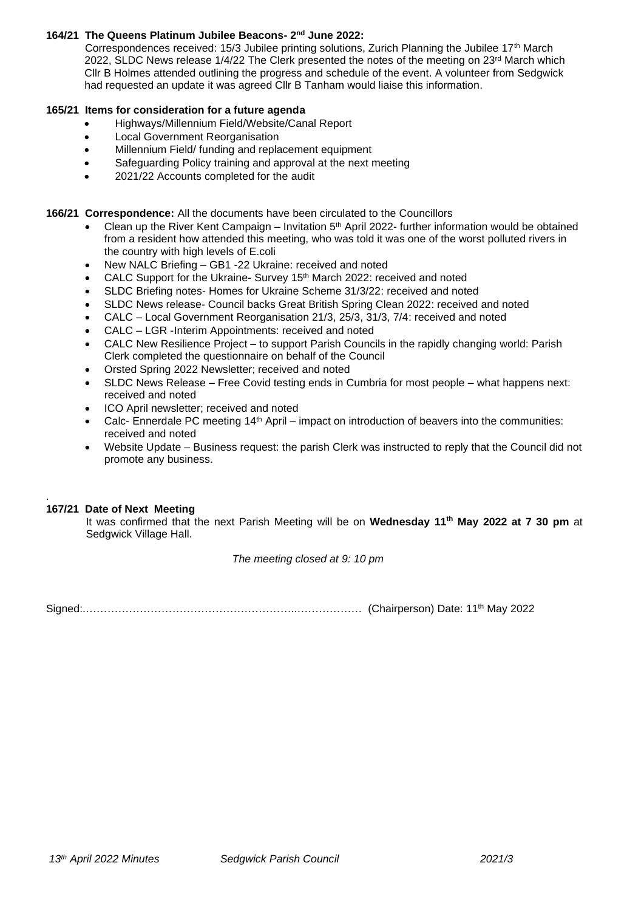**164/21 The Queens Platinum Jubilee Beacons- 2nd June 2022:**

Correspondences received: 15/3 Jubilee printing solutions, Zurich Planning the Jubilee 17th March 2022, SLDC News release 1/4/22 The Clerk presented the notes of the meeting on 23rd March which Cllr B Holmes attended outlining the progress and schedule of the event. A volunteer from Sedgwick had requested an update it was agreed Cllr B Tanham would liaise this information.

**165/21 Items for consideration for a future agenda**

- Highways/Millennium Field/Website/Canal Report
- Local Government Reorganisation
- Millennium Field/ funding and replacement equipment
- Safeguarding Policy training and approval at the next meeting
- 2021/22 Accounts completed for the audit

**166/21 Correspondence:** All the documents have been circulated to the Councillors

- Clean up the River Kent Campaign – Invitation 5th April 2022- further information would be obtained from a resident how attended this meeting, who was told it was one of the worst polluted rivers in the country with high levels of E.coli
- New NALC Briefing – GB1 -22 Ukraine: received and noted
- CALC Support for the Ukraine- Survey 15th March 2022: received and noted
- SLDC Briefing notes- Homes for Ukraine Scheme 31/3/22: received and noted
- SLDC News release- Council backs Great British Spring Clean 2022: received and noted
- CALC – Local Government Reorganisation 21/3, 25/3, 31/3, 7/4: received and noted
- CALC – LGR -Interim Appointments: received and noted
- CALC New Resilience Project – to support Parish Councils in the rapidly changing world: Parish Clerk completed the questionnaire on behalf of the Council
- Orsted Spring 2022 Newsletter; received and noted
- SLDC News Release – Free Covid testing ends in Cumbria for most people – what happens next: received and noted
- ICO April newsletter; received and noted
- Calc- Ennerdale PC meeting 14th April – impact on introduction of beavers into the communities: received and noted
- Website Update – Business request: the parish Clerk was instructed to reply that the Council did not promote any business.

**167/21 Date of Next Meeting**

It was confirmed that the next Parish Meeting will be on **Wednesday 11th May 2022 at 7 30 pm** at Sedgwick Village Hall.

*The meeting closed at 9: 10 pm*

Signed:…………………………………………………..……………… (Chairperson) Date: 11th May 2022

*13th April 2022 Minutes* *Sedgwick Parish Council* *2021/3*